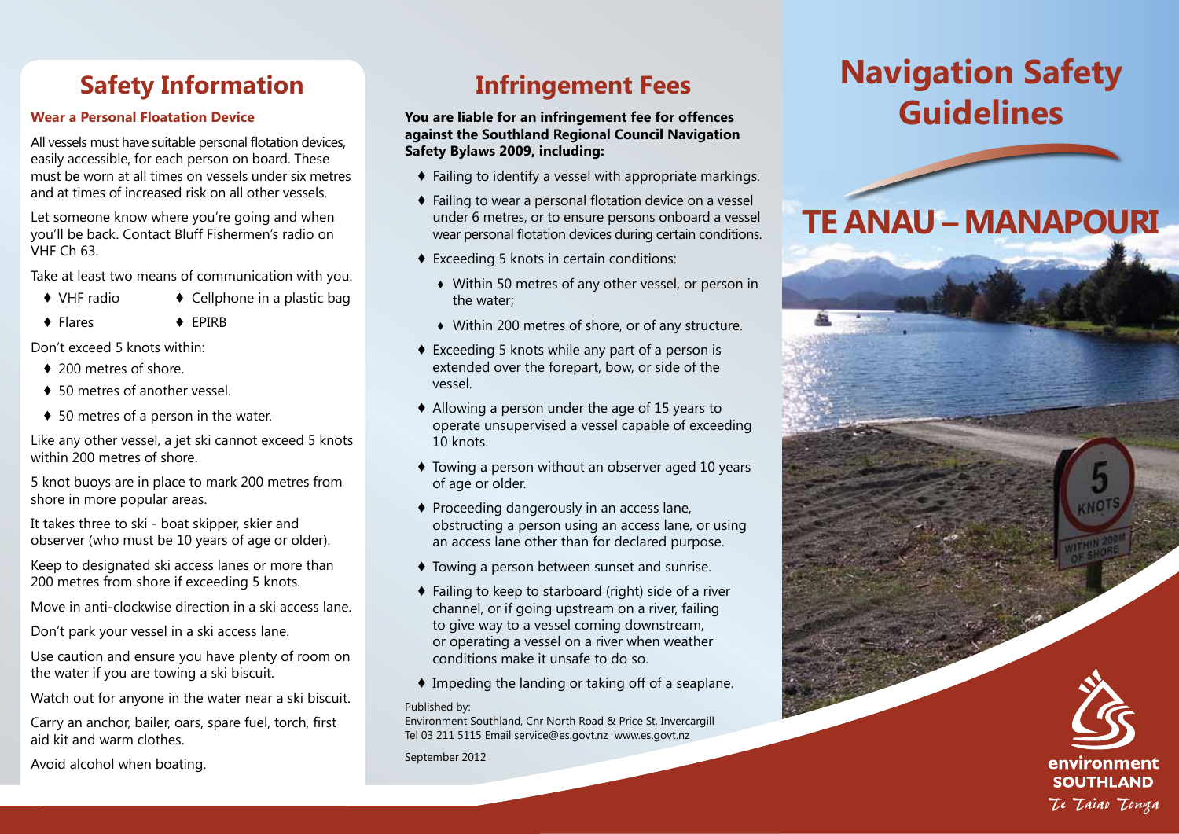# Navigation Safety Guidelines

# TE ANAU – MANAPOURI

## Safety Information

### Wear a Personal Floatation Device

All vessels must have suitable personal flotation devices, easily accessible, for each person on board. These must be worn at all times on vessels under six metres and at times of increased risk on all other vessels.

Let someone know where you're going and when you'll be back. Contact Bluff Fishermen's radio on VHF Ch 63.

Take at least two means of communication with you:

- VHF radio
- Cellphone in a plastic bag
- Flares
- EPIRB

Don't exceed 5 knots within:

- 200 metres of shore.
- 50 metres of another vessel.
- 50 metres of a person in the water.

Like any other vessel, a jet ski cannot exceed 5 knots within 200 metres of shore.

5 knot buoys are in place to mark 200 metres from shore in more popular areas.

It takes three to ski - boat skipper, skier and observer (who must be 10 years of age or older).

Keep to designated ski access lanes or more than 200 metres from shore if exceeding 5 knots.

Move in anti-clockwise direction in a ski access lane.

Don't park your vessel in a ski access lane.

Use caution and ensure you have plenty of room on the water if you are towing a ski biscuit.

Watch out for anyone in the water near a ski biscuit.

Carry an anchor, bailer, oars, spare fuel, torch, first aid kit and warm clothes.

Avoid alcohol when boating.

## Infringement Fees

**You are liable for an infringement fee for offences against the Southland Regional Council Navigation Safety Bylaws 2009, including:**

- Failing to identify a vessel with appropriate markings.
- Failing to wear a personal flotation device on a vessel under 6 metres, or to ensure persons onboard a vessel wear personal flotation devices during certain conditions.
- Exceeding 5 knots in certain conditions:
  - Within 50 metres of any other vessel, or person in the water;
  - Within 200 metres of shore, or of any structure.
- Exceeding 5 knots while any part of a person is extended over the forepart, bow, or side of the vessel.
- Allowing a person under the age of 15 years to operate unsupervised a vessel capable of exceeding 10 knots.
- Towing a person without an observer aged 10 years of age or older.
- Proceeding dangerously in an access lane, obstructing a person using an access lane, or using an access lane other than for declared purpose.
- Towing a person between sunset and sunrise.
- Failing to keep to starboard (right) side of a river channel, or if going upstream on a river, failing to give way to a vessel coming downstream, or operating a vessel on a river when weather conditions make it unsafe to do so.
- Impeding the landing or taking off of a seaplane.

Published by:
Environment Southland, Cnr North Road & Price St, Invercargill
Tel 03 211 5115 Email service@es.govt.nz www.es.govt.nz

September 2012

environment SOUTHLAND
*Te Taiao Tonga*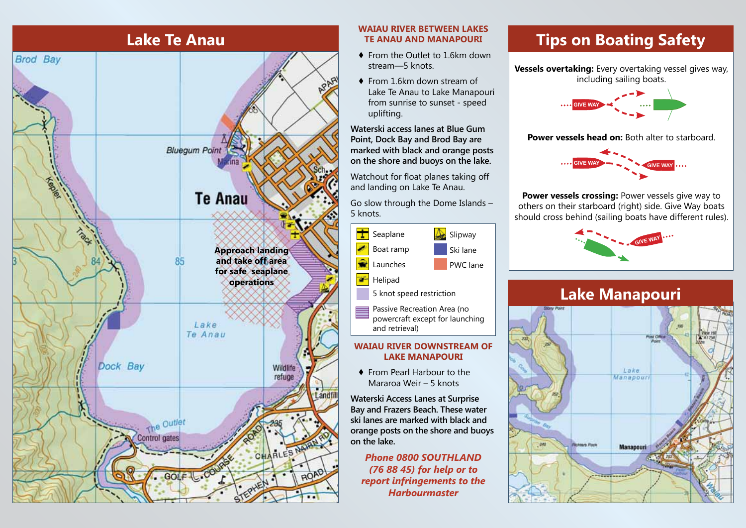## Lake Te Anau

Brod Bay

Bluegum Point

Marina

Te Anau

Approach landing and take off area for safe seaplane operations

Lake Te Anau

Dock Bay

Kepler Track

Wildlife refuge

Landfill

The Outlet

Control gates

### WAIAU RIVER BETWEEN LAKES TE ANAU AND MANAPOURI

- From the Outlet to 1.6km down stream—5 knots.
- From 1.6km down stream of Lake Te Anau to Lake Manapouri from sunrise to sunset - speed uplifting.

**Waterski access lanes at Blue Gum Point, Dock Bay and Brod Bay are marked with black and orange posts on the shore and buoys on the lake.**

Watchout for float planes taking off and landing on Lake Te Anau.

Go slow through the Dome Islands – 5 knots.

| | |
|---|---|
| Seaplane | Slipway |
| Boat ramp | Ski lane |
| Launches | PWC lane |
| Helipad | |
| 5 knot speed restriction | |
| Passive Recreation Area (no powercraft except for launching and retrieval) | |

### WAIAU RIVER DOWNSTREAM OF LAKE MANAPOURI

- From Pearl Harbour to the Mararoa Weir – 5 knots

**Waterski Access Lanes at Surprise Bay and Frazers Beach. These water ski lanes are marked with black and orange posts on the shore and buoys on the lake.**

***Phone 0800 SOUTHLAND (76 88 45) for help or to report infringements to the Harbourmaster***

## Tips on Boating Safety

**Vessels overtaking:** Every overtaking vessel gives way, including sailing boats.

GIVE WAY

**Power vessels head on:** Both alter to starboard.

GIVE WAY

GIVE WAY

**Power vessels crossing:** Power vessels give way to others on their starboard (right) side. Give Way boats should cross behind (sailing boats have different rules).

GIVE WAY

## Lake Manapouri

Lake Manapouri

Surprise Bay

Manapouri